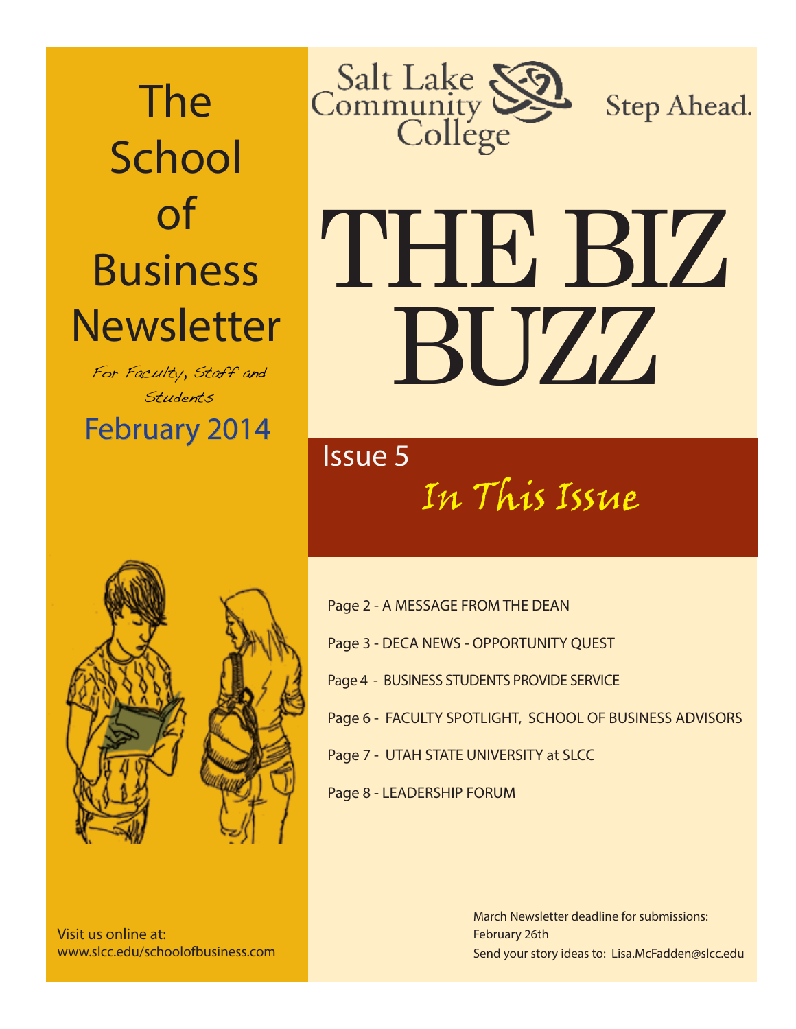# The School of Business Newsletter

*For Faculty, Staff and Students*

February 2014

Salt Lake Community College

Step Ahead.

# THE BIZ BUZZ

Issue 5

## *In This Issue*

- Page 2 - A MESSAGE FROM THE DEAN
- Page 3 - DECA NEWS - OPPORTUNITY QUEST
- Page 4 - BUSINESS STUDENTS PROVIDE SERVICE
- Page 6 - FACULTY SPOTLIGHT, SCHOOL OF BUSINESS ADVISORS
- Page 7 - UTAH STATE UNIVERSITY at SLCC
- Page 8 - LEADERSHIP FORUM

Visit us online at:
www.slcc.edu/schoolofbusiness.com

March Newsletter deadline for submissions:
February 26th
Send your story ideas to: Lisa.McFadden@slcc.edu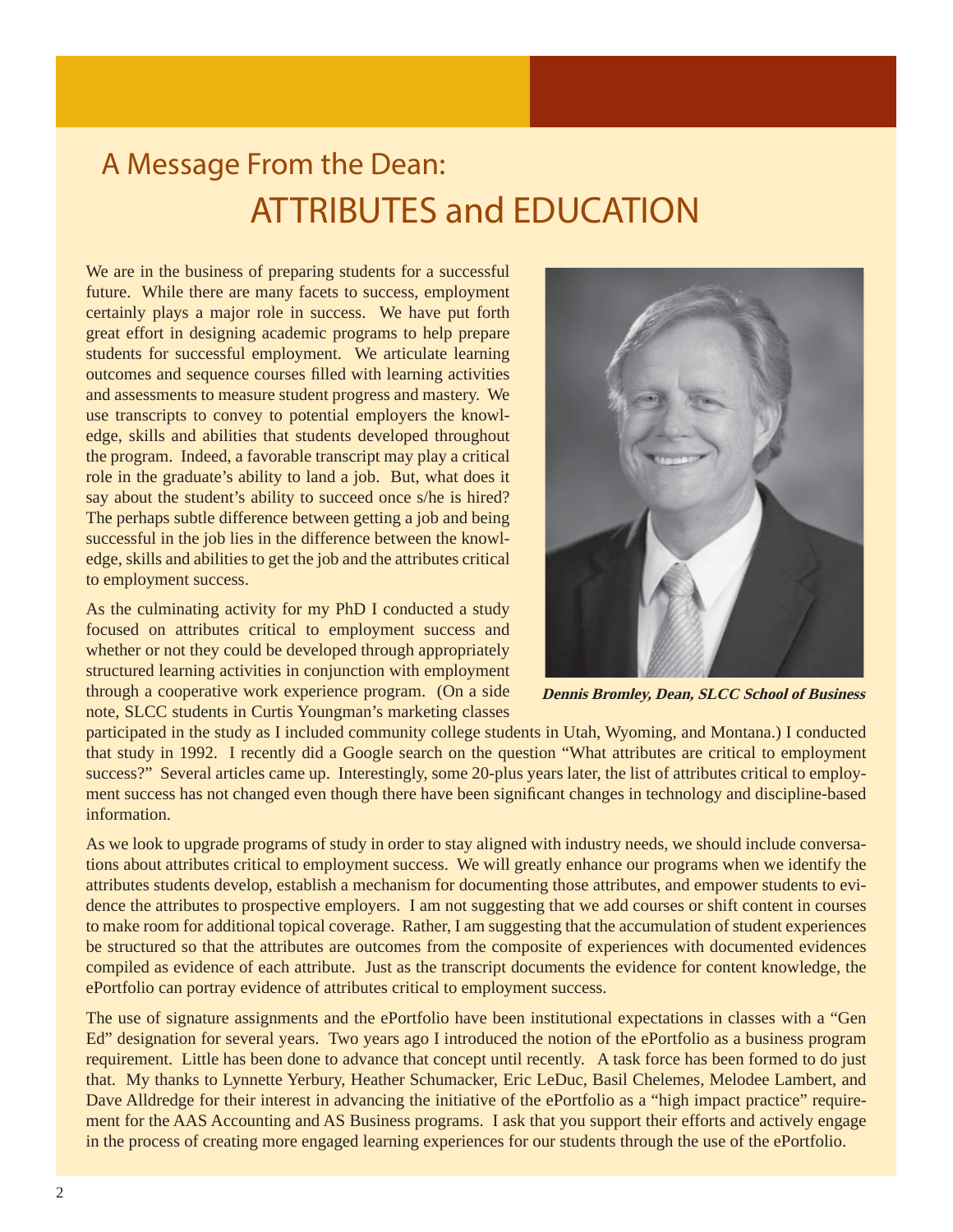# A Message From the Dean: ATTRIBUTES and EDUCATION

We are in the business of preparing students for a successful future. While there are many facets to success, employment certainly plays a major role in success. We have put forth great effort in designing academic programs to help prepare students for successful employment. We articulate learning outcomes and sequence courses filled with learning activities and assessments to measure student progress and mastery. We use transcripts to convey to potential employers the knowledge, skills and abilities that students developed throughout the program. Indeed, a favorable transcript may play a critical role in the graduate's ability to land a job. But, what does it say about the student's ability to succeed once s/he is hired? The perhaps subtle difference between getting a job and being successful in the job lies in the difference between the knowledge, skills and abilities to get the job and the attributes critical to employment success.

**_Dennis Bromley, Dean, SLCC School of Business_**

As the culminating activity for my PhD I conducted a study focused on attributes critical to employment success and whether or not they could be developed through appropriately structured learning activities in conjunction with employment through a cooperative work experience program. (On a side note, SLCC students in Curtis Youngman's marketing classes participated in the study as I included community college students in Utah, Wyoming, and Montana.) I conducted that study in 1992. I recently did a Google search on the question "What attributes are critical to employment success?" Several articles came up. Interestingly, some 20-plus years later, the list of attributes critical to employment success has not changed even though there have been significant changes in technology and discipline-based information.

As we look to upgrade programs of study in order to stay aligned with industry needs, we should include conversations about attributes critical to employment success. We will greatly enhance our programs when we identify the attributes students develop, establish a mechanism for documenting those attributes, and empower students to evidence the attributes to prospective employers. I am not suggesting that we add courses or shift content in courses to make room for additional topical coverage. Rather, I am suggesting that the accumulation of student experiences be structured so that the attributes are outcomes from the composite of experiences with documented evidences compiled as evidence of each attribute. Just as the transcript documents the evidence for content knowledge, the ePortfolio can portray evidence of attributes critical to employment success.

The use of signature assignments and the ePortfolio have been institutional expectations in classes with a "Gen Ed" designation for several years. Two years ago I introduced the notion of the ePortfolio as a business program requirement. Little has been done to advance that concept until recently. A task force has been formed to do just that. My thanks to Lynnette Yerbury, Heather Schumacker, Eric LeDuc, Basil Chelemes, Melodee Lambert, and Dave Alldredge for their interest in advancing the initiative of the ePortfolio as a "high impact practice" requirement for the AAS Accounting and AS Business programs. I ask that you support their efforts and actively engage in the process of creating more engaged learning experiences for our students through the use of the ePortfolio.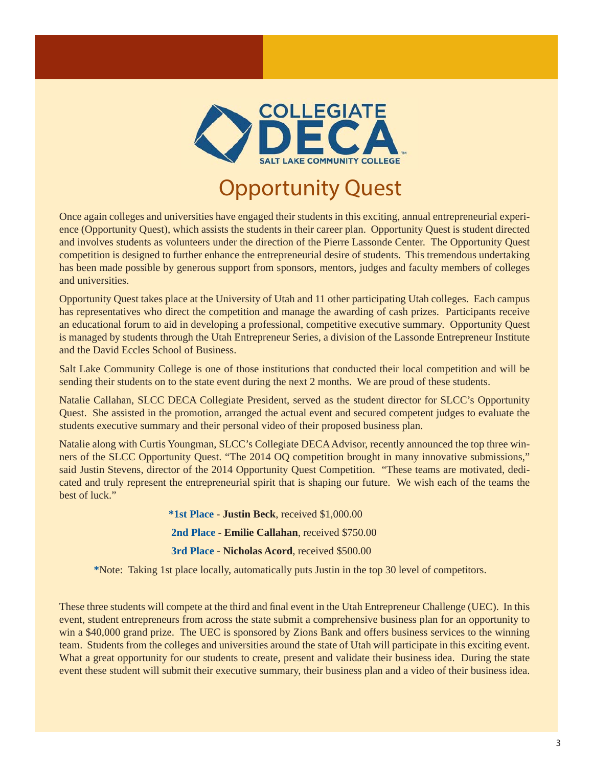COLLEGIATE DECA
SALT LAKE COMMUNITY COLLEGE

# Opportunity Quest

Once again colleges and universities have engaged their students in this exciting, annual entrepreneurial experience (Opportunity Quest), which assists the students in their career plan. Opportunity Quest is student directed and involves students as volunteers under the direction of the Pierre Lassonde Center. The Opportunity Quest competition is designed to further enhance the entrepreneurial desire of students. This tremendous undertaking has been made possible by generous support from sponsors, mentors, judges and faculty members of colleges and universities.

Opportunity Quest takes place at the University of Utah and 11 other participating Utah colleges. Each campus has representatives who direct the competition and manage the awarding of cash prizes. Participants receive an educational forum to aid in developing a professional, competitive executive summary. Opportunity Quest is managed by students through the Utah Entrepreneur Series, a division of the Lassonde Entrepreneur Institute and the David Eccles School of Business.

Salt Lake Community College is one of those institutions that conducted their local competition and will be sending their students on to the state event during the next 2 months. We are proud of these students.

Natalie Callahan, SLCC DECA Collegiate President, served as the student director for SLCC's Opportunity Quest. She assisted in the promotion, arranged the actual event and secured competent judges to evaluate the students executive summary and their personal video of their proposed business plan.

Natalie along with Curtis Youngman, SLCC's Collegiate DECA Advisor, recently announced the top three winners of the SLCC Opportunity Quest. "The 2014 OQ competition brought in many innovative submissions," said Justin Stevens, director of the 2014 Opportunity Quest Competition. "These teams are motivated, dedicated and truly represent the entrepreneurial spirit that is shaping our future. We wish each of the teams the best of luck."

**\*1st Place** - **Justin Beck**, received $1,000.00

**2nd Place** - **Emilie Callahan**, received $750.00

**3rd Place** - **Nicholas Acord**, received $500.00

\*Note: Taking 1st place locally, automatically puts Justin in the top 30 level of competitors.

These three students will compete at the third and final event in the Utah Entrepreneur Challenge (UEC). In this event, student entrepreneurs from across the state submit a comprehensive business plan for an opportunity to win a $40,000 grand prize. The UEC is sponsored by Zions Bank and offers business services to the winning team. Students from the colleges and universities around the state of Utah will participate in this exciting event. What a great opportunity for our students to create, present and validate their business idea. During the state event these student will submit their executive summary, their business plan and a video of their business idea.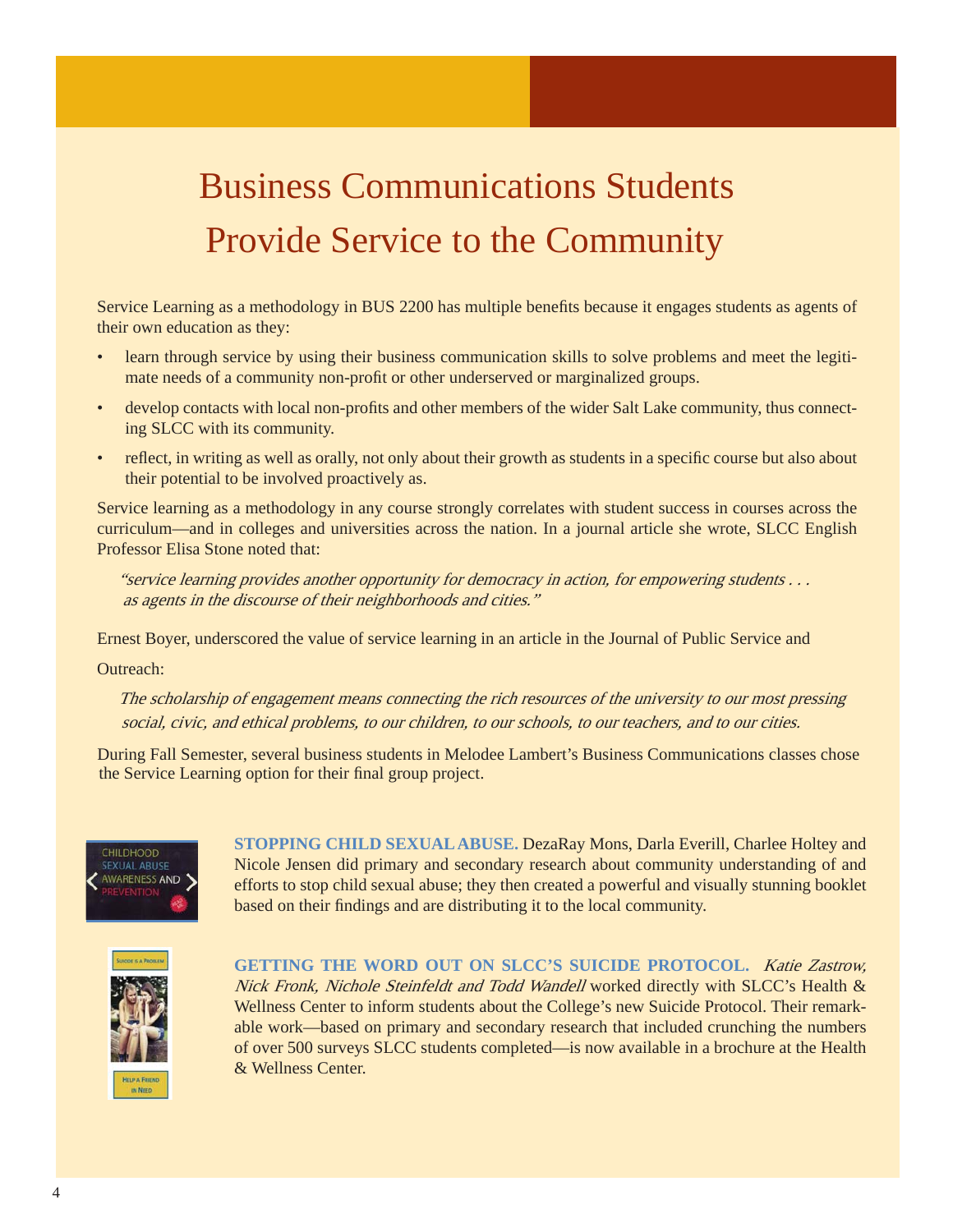# Business Communications Students Provide Service to the Community

Service Learning as a methodology in BUS 2200 has multiple benefits because it engages students as agents of their own education as they:

- learn through service by using their business communication skills to solve problems and meet the legitimate needs of a community non-profit or other underserved or marginalized groups.
- develop contacts with local non-profits and other members of the wider Salt Lake community, thus connecting SLCC with its community.
- reflect, in writing as well as orally, not only about their growth as students in a specific course but also about their potential to be involved proactively as.

Service learning as a methodology in any course strongly correlates with student success in courses across the curriculum—and in colleges and universities across the nation. In a journal article she wrote, SLCC English Professor Elisa Stone noted that:

> *"service learning provides another opportunity for democracy in action, for empowering students . . . as agents in the discourse of their neighborhoods and cities."*

Ernest Boyer, underscored the value of service learning in an article in the Journal of Public Service and Outreach:

> *The scholarship of engagement means connecting the rich resources of the university to our most pressing social, civic, and ethical problems, to our children, to our schools, to our teachers, and to our cities.*

During Fall Semester, several business students in Melodee Lambert's Business Communications classes chose the Service Learning option for their final group project.

**STOPPING CHILD SEXUAL ABUSE.** DezaRay Mons, Darla Everill, Charlee Holtey and Nicole Jensen did primary and secondary research about community understanding of and efforts to stop child sexual abuse; they then created a powerful and visually stunning booklet based on their findings and are distributing it to the local community.

**GETTING THE WORD OUT ON SLCC'S SUICIDE PROTOCOL.** *Katie Zastrow, Nick Fronk, Nichole Steinfeldt and Todd Wandell* worked directly with SLCC's Health & Wellness Center to inform students about the College's new Suicide Protocol. Their remarkable work—based on primary and secondary research that included crunching the numbers of over 500 surveys SLCC students completed—is now available in a brochure at the Health & Wellness Center.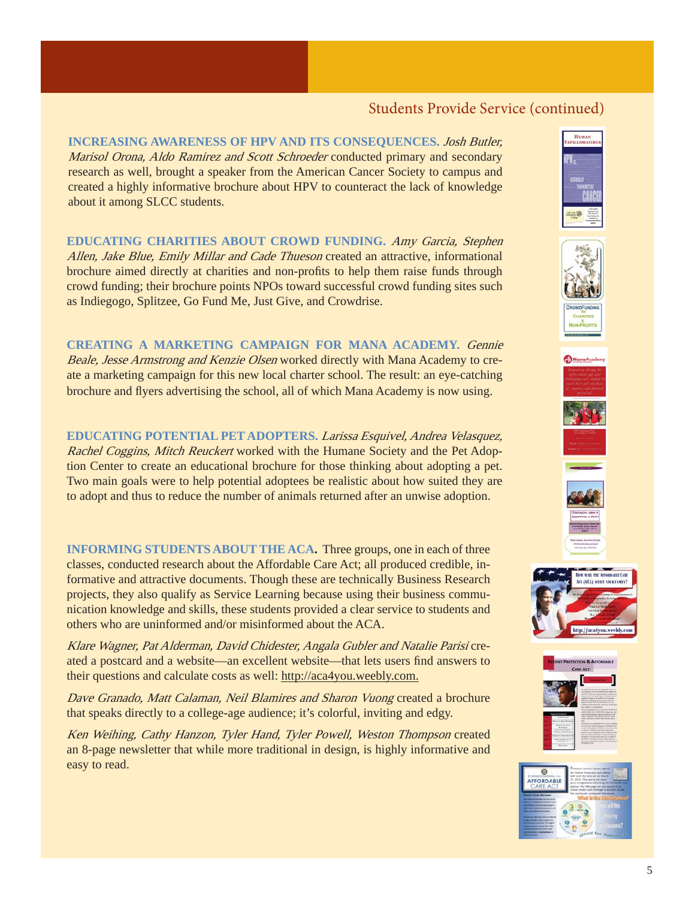## Students Provide Service (continued)

**INCREASING AWARENESS OF HPV AND ITS CONSEQUENCES.** *Josh Butler, Marisol Orona, Aldo Ramirez and Scott Schroeder* conducted primary and secondary research as well, brought a speaker from the American Cancer Society to campus and created a highly informative brochure about HPV to counteract the lack of knowledge about it among SLCC students.

**EDUCATING CHARITIES ABOUT CROWD FUNDING.** *Amy Garcia, Stephen Allen, Jake Blue, Emily Millar and Cade Thueson* created an attractive, informational brochure aimed directly at charities and non-profits to help them raise funds through crowd funding; their brochure points NPOs toward successful crowd funding sites such as Indiegogo, Splitzee, Go Fund Me, Just Give, and Crowdrise.

**CREATING A MARKETING CAMPAIGN FOR MANA ACADEMY.** *Gennie Beale, Jesse Armstrong and Kenzie Olsen* worked directly with Mana Academy to create a marketing campaign for this new local charter school. The result: an eye-catching brochure and flyers advertising the school, all of which Mana Academy is now using.

**EDUCATING POTENTIAL PET ADOPTERS.** *Larissa Esquivel, Andrea Velasquez, Rachel Coggins, Mitch Reuckert* worked with the Humane Society and the Pet Adoption Center to create an educational brochure for those thinking about adopting a pet. Two main goals were to help potential adoptees be realistic about how suited they are to adopt and thus to reduce the number of animals returned after an unwise adoption.

**INFORMING STUDENTS ABOUT THE ACA.** Three groups, one in each of three classes, conducted research about the Affordable Care Act; all produced credible, informative and attractive documents. Though these are technically Business Research projects, they also qualify as Service Learning because using their business communication knowledge and skills, these students provided a clear service to students and others who are uninformed and/or misinformed about the ACA.

*Klare Wagner, Pat Alderman, David Chidester, Angala Gubler and Natalie Parisi* created a postcard and a website—an excellent website—that lets users find answers to their questions and calculate costs as well: http://aca4you.weebly.com.

*Dave Granado, Matt Calaman, Neil Blamires and Sharon Vuong* created a brochure that speaks directly to a college-age audience; it's colorful, inviting and edgy.

*Ken Weihing, Cathy Hanzon, Tyler Hand, Tyler Powell, Weston Thompson* created an 8-page newsletter that while more traditional in design, is highly informative and easy to read.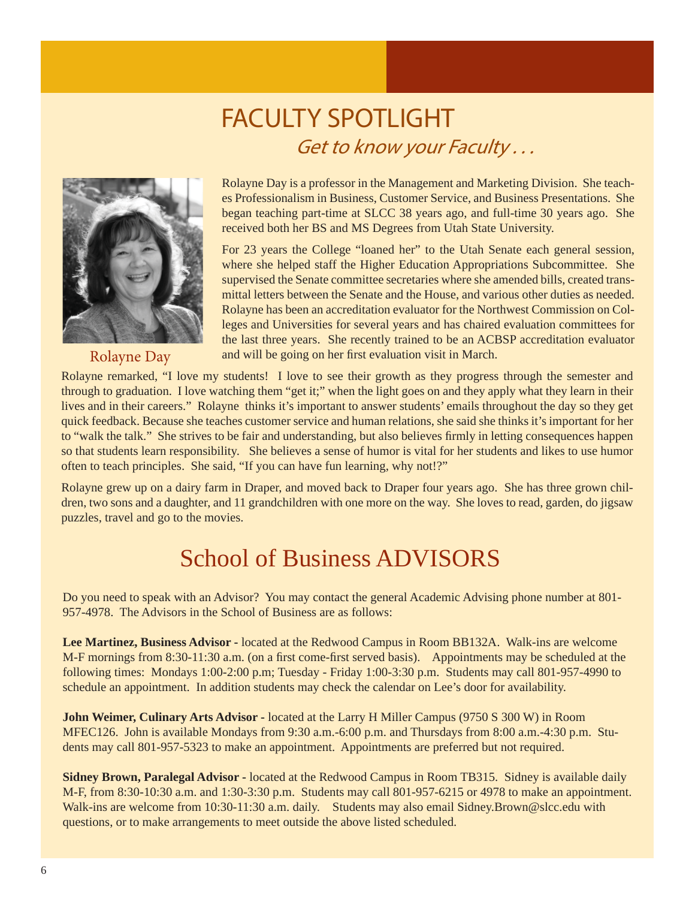# FACULTY SPOTLIGHT

*Get to know your Faculty . . .*

Rolayne Day

Rolayne Day is a professor in the Management and Marketing Division. She teaches Professionalism in Business, Customer Service, and Business Presentations. She began teaching part-time at SLCC 38 years ago, and full-time 30 years ago. She received both her BS and MS Degrees from Utah State University.

For 23 years the College "loaned her" to the Utah Senate each general session, where she helped staff the Higher Education Appropriations Subcommittee. She supervised the Senate committee secretaries where she amended bills, created transmittal letters between the Senate and the House, and various other duties as needed. Rolayne has been an accreditation evaluator for the Northwest Commission on Colleges and Universities for several years and has chaired evaluation committees for the last three years. She recently trained to be an ACBSP accreditation evaluator and will be going on her first evaluation visit in March.

Rolayne remarked, "I love my students! I love to see their growth as they progress through the semester and through to graduation. I love watching them "get it;" when the light goes on and they apply what they learn in their lives and in their careers." Rolayne thinks it's important to answer students' emails throughout the day so they get quick feedback. Because she teaches customer service and human relations, she said she thinks it's important for her to "walk the talk." She strives to be fair and understanding, but also believes firmly in letting consequences happen so that students learn responsibility. She believes a sense of humor is vital for her students and likes to use humor often to teach principles. She said, "If you can have fun learning, why not!?"

Rolayne grew up on a dairy farm in Draper, and moved back to Draper four years ago. She has three grown children, two sons and a daughter, and 11 grandchildren with one more on the way. She loves to read, garden, do jigsaw puzzles, travel and go to the movies.

# School of Business ADVISORS

Do you need to speak with an Advisor? You may contact the general Academic Advising phone number at 801-957-4978. The Advisors in the School of Business are as follows:

**Lee Martinez, Business Advisor -** located at the Redwood Campus in Room BB132A. Walk-ins are welcome M-F mornings from 8:30-11:30 a.m. (on a first come-first served basis). Appointments may be scheduled at the following times: Mondays 1:00-2:00 p.m; Tuesday - Friday 1:00-3:30 p.m. Students may call 801-957-4990 to schedule an appointment. In addition students may check the calendar on Lee's door for availability.

**John Weimer, Culinary Arts Advisor -** located at the Larry H Miller Campus (9750 S 300 W) in Room MFEC126. John is available Mondays from 9:30 a.m.-6:00 p.m. and Thursdays from 8:00 a.m.-4:30 p.m. Students may call 801-957-5323 to make an appointment. Appointments are preferred but not required.

**Sidney Brown, Paralegal Advisor -** located at the Redwood Campus in Room TB315. Sidney is available daily M-F, from 8:30-10:30 a.m. and 1:30-3:30 p.m. Students may call 801-957-6215 or 4978 to make an appointment. Walk-ins are welcome from 10:30-11:30 a.m. daily. Students may also email Sidney.Brown@slcc.edu with questions, or to make arrangements to meet outside the above listed scheduled.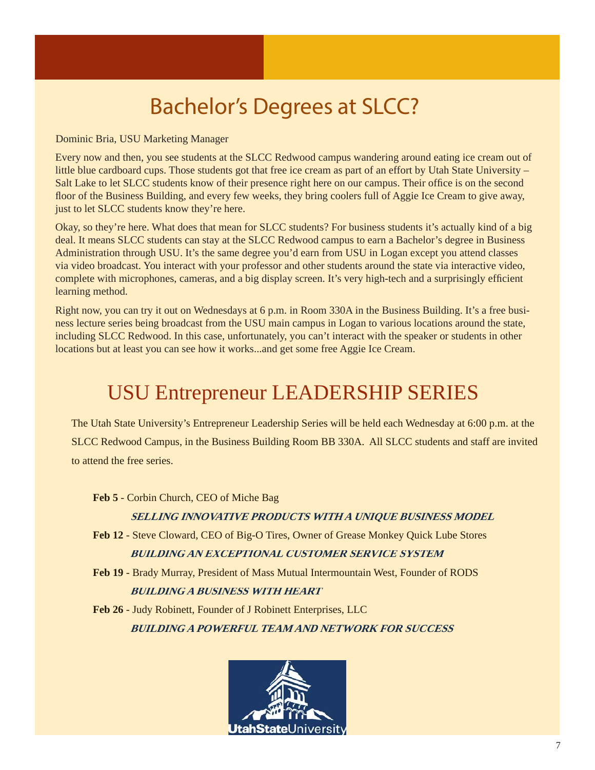# Bachelor's Degrees at SLCC?

Dominic Bria, USU Marketing Manager

Every now and then, you see students at the SLCC Redwood campus wandering around eating ice cream out of little blue cardboard cups. Those students got that free ice cream as part of an effort by Utah State University – Salt Lake to let SLCC students know of their presence right here on our campus. Their office is on the second floor of the Business Building, and every few weeks, they bring coolers full of Aggie Ice Cream to give away, just to let SLCC students know they're here.

Okay, so they're here. What does that mean for SLCC students? For business students it's actually kind of a big deal. It means SLCC students can stay at the SLCC Redwood campus to earn a Bachelor's degree in Business Administration through USU. It's the same degree you'd earn from USU in Logan except you attend classes via video broadcast. You interact with your professor and other students around the state via interactive video, complete with microphones, cameras, and a big display screen. It's very high-tech and a surprisingly efficient learning method.

Right now, you can try it out on Wednesdays at 6 p.m. in Room 330A in the Business Building. It's a free business lecture series being broadcast from the USU main campus in Logan to various locations around the state, including SLCC Redwood. In this case, unfortunately, you can't interact with the speaker or students in other locations but at least you can see how it works...and get some free Aggie Ice Cream.

# USU Entrepreneur LEADERSHIP SERIES

The Utah State University's Entrepreneur Leadership Series will be held each Wednesday at 6:00 p.m. at the SLCC Redwood Campus, in the Business Building Room BB 330A. All SLCC students and staff are invited to attend the free series.

**Feb 5** - Corbin Church, CEO of Miche Bag

***SELLING INNOVATIVE PRODUCTS WITH A UNIQUE BUSINESS MODEL***

**Feb 12** - Steve Cloward, CEO of Big-O Tires, Owner of Grease Monkey Quick Lube Stores

***BUILDING AN EXCEPTIONAL CUSTOMER SERVICE SYSTEM***

**Feb 19** - Brady Murray, President of Mass Mutual Intermountain West, Founder of RODS

***BUILDING A BUSINESS WITH HEART***

**Feb 26** - Judy Robinett, Founder of J Robinett Enterprises, LLC

***BUILDING A POWERFUL TEAM AND NETWORK FOR SUCCESS***

UtahStateUniversity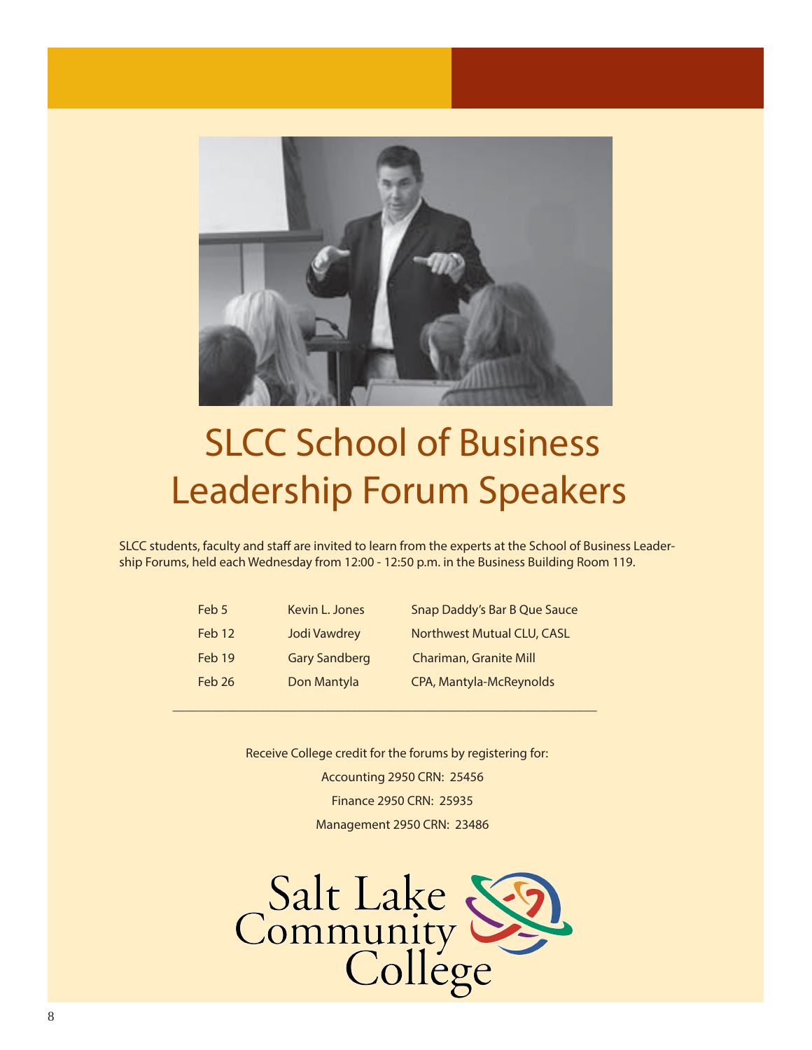# SLCC School of Business Leadership Forum Speakers

SLCC students, faculty and staff are invited to learn from the experts at the School of Business Leadership Forums, held each Wednesday from 12:00 - 12:50 p.m. in the Business Building Room 119.

| | | |
|---|---|---|
| Feb 5 | Kevin L. Jones | Snap Daddy's Bar B Que Sauce |
| Feb 12 | Jodi Vawdrey | Northwest Mutual CLU, CASL |
| Feb 19 | Gary Sandberg | Chariman, Granite Mill |
| Feb 26 | Don Mantyla | CPA, Mantyla-McReynolds |

Receive College credit for the forums by registering for:

Accounting 2950 CRN: 25456

Finance 2950 CRN: 25935

Management 2950 CRN: 23486

Salt Lake Community College